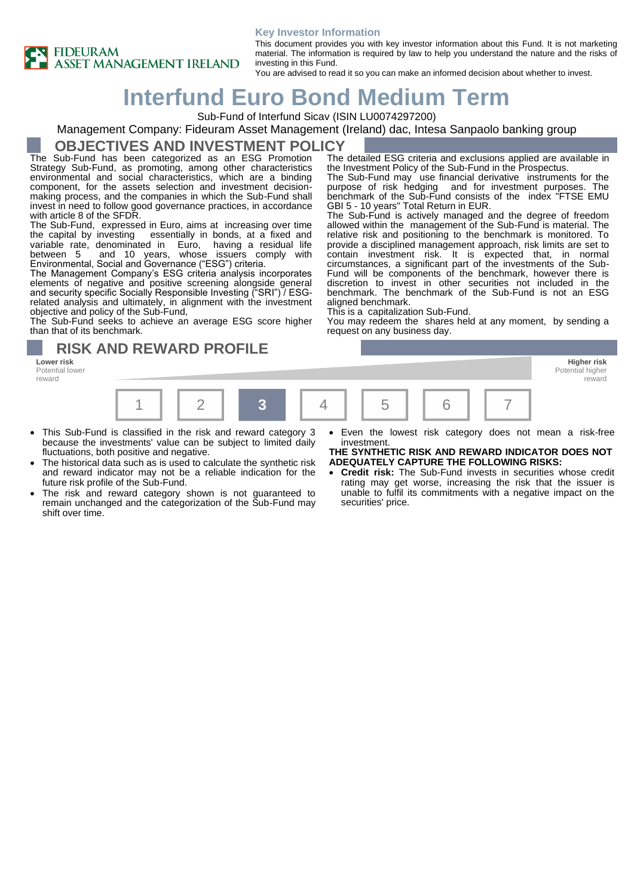**Key Investor Information**

This document provides you with key investor information about this Fund. It is not marketing material. The information is required by law to help you understand the nature and the risks of investing in this Fund.

You are advised to read it so you can make an informed decision about whether to invest.

# Interfund Euro Bond Medium Term

Sub-Fund of Interfund Sicav (ISIN LU0074297200)

Management Company: Fideuram Asset Management (Ireland) dac, Intesa Sanpaolo banking group

## OBJECTIVES AND INVESTMENT POLICY

The Sub-Fund has been categorized as an ESG Promotion Strategy Sub-Fund, as promoting, among other characteristics environmental and social characteristics, which are a binding component, for the assets selection and investment decision-making process, and the companies in which the Sub-Fund shall invest in need to follow good governance practices, in accordance with article 8 of the SFDR.

The Sub-Fund, expressed in Euro, aims at increasing over time the capital by investing essentially in bonds, at a fixed and variable rate, denominated in Euro, having a residual life between 5 and 10 years, whose issuers comply with Environmental, Social and Governance ("ESG") criteria.

The Management Company's ESG criteria analysis incorporates elements of negative and positive screening alongside general and security specific Socially Responsible Investing ("SRI") / ESG-related analysis and ultimately, in alignment with the investment objective and policy of the Sub-Fund,

The Sub-Fund seeks to achieve an average ESG score higher than that of its benchmark.

The detailed ESG criteria and exclusions applied are available in the Investment Policy of the Sub-Fund in the Prospectus.

The Sub-Fund may use financial derivative instruments for the purpose of risk hedging and for investment purposes. The benchmark of the Sub-Fund consists of the index "FTSE EMU GBI 5 - 10 years" Total Return in EUR.

The Sub-Fund is actively managed and the degree of freedom allowed within the management of the Sub-Fund is material. The relative risk and positioning to the benchmark is monitored. To provide a disciplined management approach, risk limits are set to contain investment risk. It is expected that, in normal circumstances, a significant part of the investments of the Sub-Fund will be components of the benchmark, however there is discretion to invest in other securities not included in the benchmark. The benchmark of the Sub-Fund is not an ESG aligned benchmark.

This is a capitalization Sub-Fund.

You may redeem the shares held at any moment, by sending a request on any business day.

## RISK AND REWARD PROFILE

| **Lower risk** Potential lower reward | | | | | | **Higher risk** Potential higher reward |
|---|---|---|---|---|---|---|
| 1 | 2 | **3** | 4 | 5 | 6 | 7 |

- This Sub-Fund is classified in the risk and reward category 3 because the investments' value can be subject to limited daily fluctuations, both positive and negative.
- The historical data such as is used to calculate the synthetic risk and reward indicator may not be a reliable indication for the future risk profile of the Sub-Fund.
- The risk and reward category shown is not guaranteed to remain unchanged and the categorization of the Sub-Fund may shift over time.
- Even the lowest risk category does not mean a risk-free investment.

**THE SYNTHETIC RISK AND REWARD INDICATOR DOES NOT ADEQUATELY CAPTURE THE FOLLOWING RISKS:**

- **Credit risk:** The Sub-Fund invests in securities whose credit rating may get worse, increasing the risk that the issuer is unable to fulfil its commitments with a negative impact on the securities' price.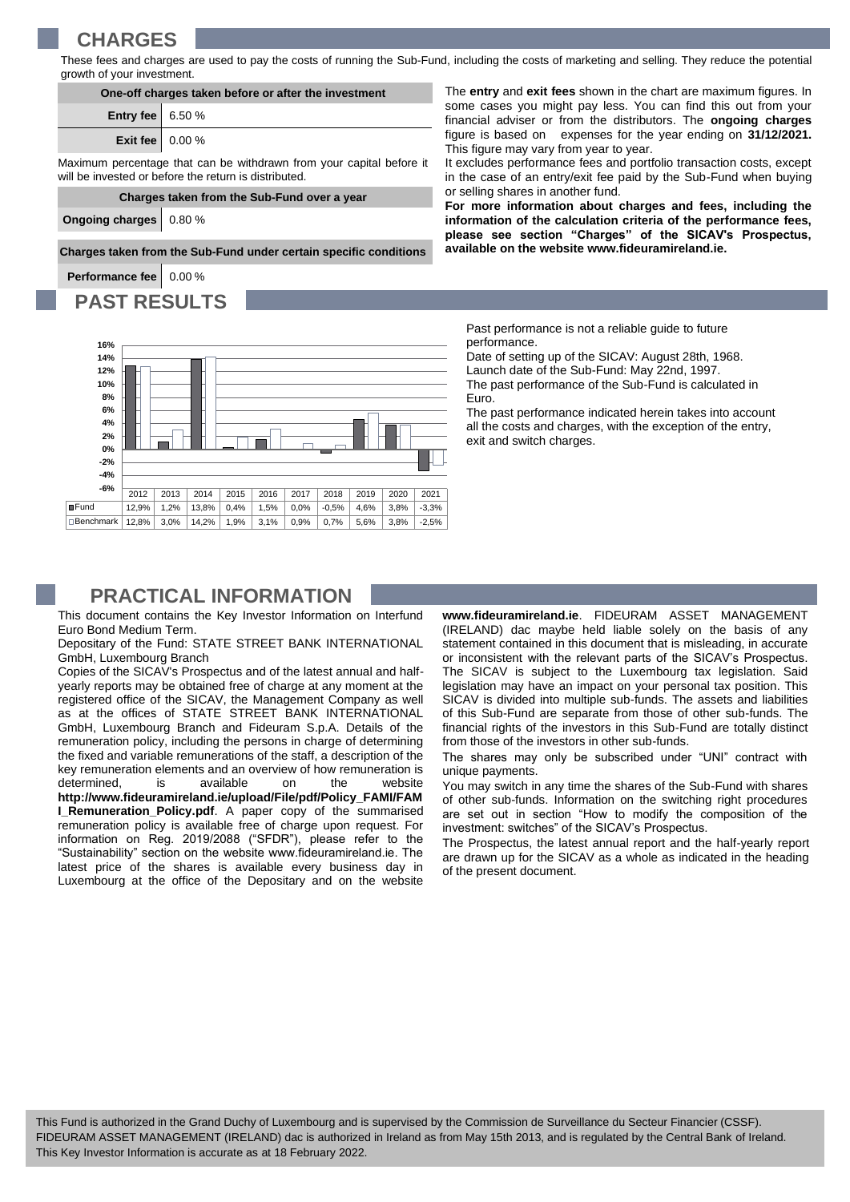## CHARGES

These fees and charges are used to pay the costs of running the Sub-Fund, including the costs of marketing and selling. They reduce the potential growth of your investment.

| One-off charges taken before or after the investment | |
|---|---|
| **Entry fee** | 6.50 % |
| **Exit fee** | 0.00 % |

Maximum percentage that can be withdrawn from your capital before it will be invested or before the return is distributed.

| Charges taken from the Sub-Fund over a year | |
|---|---|
| **Ongoing charges** | 0.80 % |

| Charges taken from the Sub-Fund under certain specific conditions | |
|---|---|
| **Performance fee** | 0.00 % |

The **entry** and **exit fees** shown in the chart are maximum figures. In some cases you might pay less. You can find this out from your financial adviser or from the distributors. The **ongoing charges** figure is based on expenses for the year ending on **31/12/2021.** This figure may vary from year to year.

It excludes performance fees and portfolio transaction costs, except in the case of an entry/exit fee paid by the Sub-Fund when buying or selling shares in another fund.

**For more information about charges and fees, including the information of the calculation criteria of the performance fees, please see section "Charges" of the SICAV's Prospectus, available on the website www.fideuramireland.ie.**

## PAST RESULTS

16%
14%
12%
10%
8%
6%
4%
2%
0%
-2%
-4%
-6%

| | 2012 | 2013 | 2014 | 2015 | 2016 | 2017 | 2018 | 2019 | 2020 | 2021 |
|---|---|---|---|---|---|---|---|---|---|---|
| Fund | 12,9% | 1,2% | 13,8% | 0,4% | 1,5% | 0,0% | -0,5% | 4,6% | 3,8% | -3,3% |
| Benchmark | 12,8% | 3,0% | 14,2% | 1,9% | 3,1% | 0,9% | 0,7% | 5,6% | 3,8% | -2,5% |

Past performance is not a reliable guide to future performance.

Date of setting up of the SICAV: August 28th, 1968.

Launch date of the Sub-Fund: May 22nd, 1997.

The past performance of the Sub-Fund is calculated in Euro.

The past performance indicated herein takes into account all the costs and charges, with the exception of the entry, exit and switch charges.

## PRACTICAL INFORMATION

This document contains the Key Investor Information on Interfund Euro Bond Medium Term.

Depositary of the Fund: STATE STREET BANK INTERNATIONAL GmbH, Luxembourg Branch

Copies of the SICAV's Prospectus and of the latest annual and half-yearly reports may be obtained free of charge at any moment at the registered office of the SICAV, the Management Company as well as at the offices of STATE STREET BANK INTERNATIONAL GmbH, Luxembourg Branch and Fideuram S.p.A. Details of the remuneration policy, including the persons in charge of determining the fixed and variable remunerations of the staff, a description of the key remuneration elements and an overview of how remuneration is determined, is available on the website **http://www.fideuramireland.ie/upload/File/pdf/Policy_FAMI/FAMI_Remuneration_Policy.pdf**. A paper copy of the summarised remuneration policy is available free of charge upon request. For information on Reg. 2019/2088 ("SFDR"), please refer to the "Sustainability" section on the website www.fideuramireland.ie. The latest price of the shares is available every business day in Luxembourg at the office of the Depositary and on the website **www.fideuramireland.ie**. FIDEURAM ASSET MANAGEMENT (IRELAND) dac maybe held liable solely on the basis of any statement contained in this document that is misleading, in accurate or inconsistent with the relevant parts of the SICAV's Prospectus. The SICAV is subject to the Luxembourg tax legislation. Said legislation may have an impact on your personal tax position. This SICAV is divided into multiple sub-funds. The assets and liabilities of this Sub-Fund are separate from those of other sub-funds. The financial rights of the investors in this Sub-Fund are totally distinct from those of the investors in other sub-funds.

The shares may only be subscribed under "UNI" contract with unique payments.

You may switch in any time the shares of the Sub-Fund with shares of other sub-funds. Information on the switching right procedures are set out in section "How to modify the composition of the investment: switches" of the SICAV's Prospectus.

The Prospectus, the latest annual report and the half-yearly report are drawn up for the SICAV as a whole as indicated in the heading of the present document.

This Fund is authorized in the Grand Duchy of Luxembourg and is supervised by the Commission de Surveillance du Secteur Financier (CSSF).
FIDEURAM ASSET MANAGEMENT (IRELAND) dac is authorized in Ireland as from May 15th 2013, and is regulated by the Central Bank of Ireland.
This Key Investor Information is accurate as at 18 February 2022.